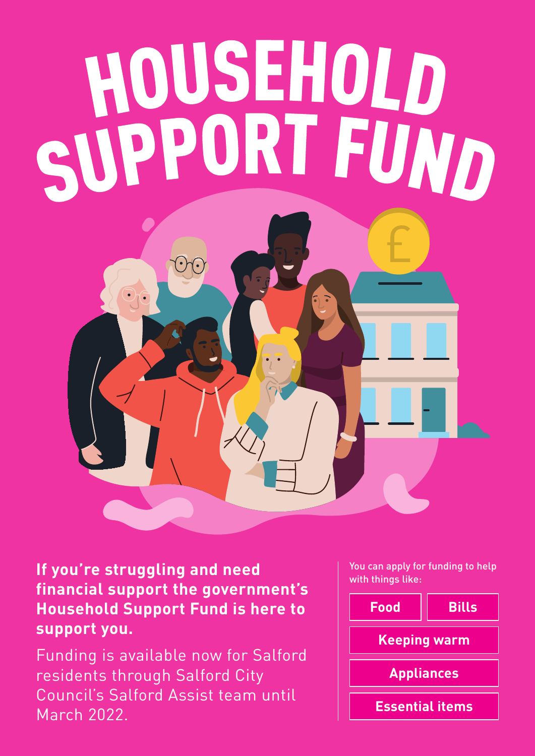# HOUSEHOLD SUPPORT FUND

**If you're struggling and need financial support the government's Household Support Fund is here to support you.**

Funding is available now for Salford residents through Salford City Council's Salford Assist team until March 2022.

You can apply for funding to help with things like:

- **Food**
- **Bills**
- **Keeping warm**
- **Appliances**
- **Essential items**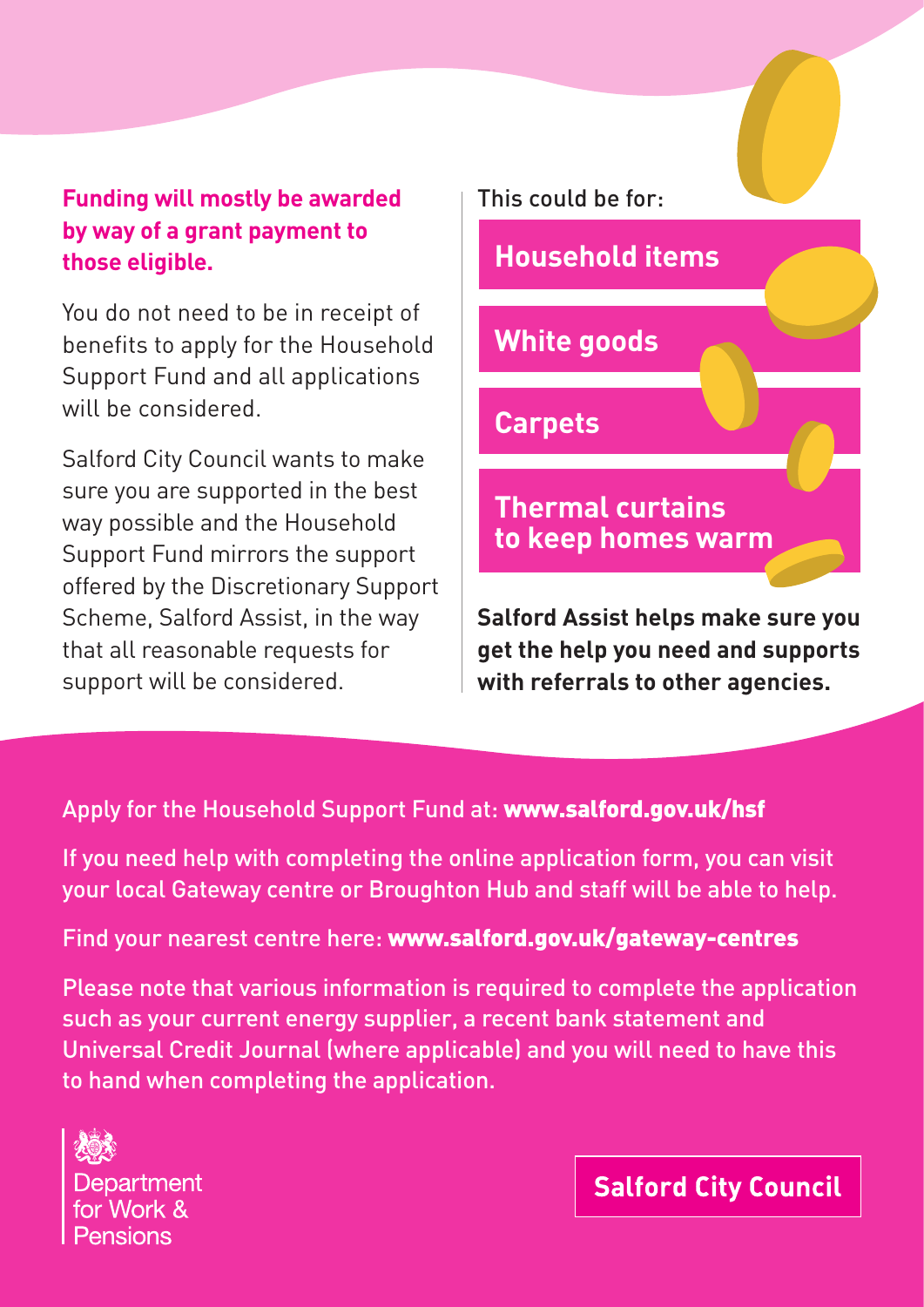**Funding will mostly be awarded by way of a grant payment to those eligible.**

You do not need to be in receipt of benefits to apply for the Household Support Fund and all applications will be considered.

Salford City Council wants to make sure you are supported in the best way possible and the Household Support Fund mirrors the support offered by the Discretionary Support Scheme, Salford Assist, in the way that all reasonable requests for support will be considered.

This could be for:

- **Household items**
- **White goods**
- **Carpets**
- **Thermal curtains to keep homes warm**

**Salford Assist helps make sure you get the help you need and supports with referrals to other agencies.**

Apply for the Household Support Fund at: **www.salford.gov.uk/hsf**

If you need help with completing the online application form, you can visit your local Gateway centre or Broughton Hub and staff will be able to help.

Find your nearest centre here: **www.salford.gov.uk/gateway-centres**

Please note that various information is required to complete the application such as your current energy supplier, a recent bank statement and Universal Credit Journal (where applicable) and you will need to have this to hand when completing the application.

Department for Work & Pensions

**Salford City Council**